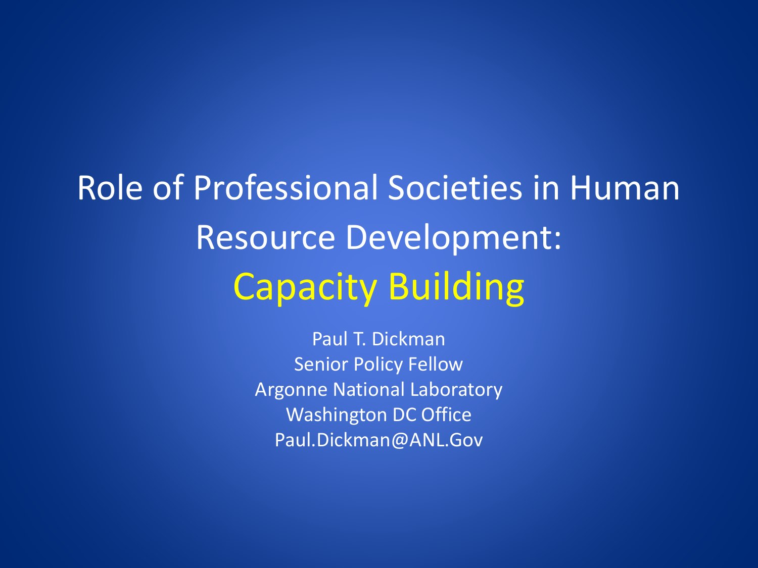# Role of Professional Societies in Human Resource Development: Capacity Building

Paul T. Dickman
Senior Policy Fellow
Argonne National Laboratory
Washington DC Office
Paul.Dickman@ANL.Gov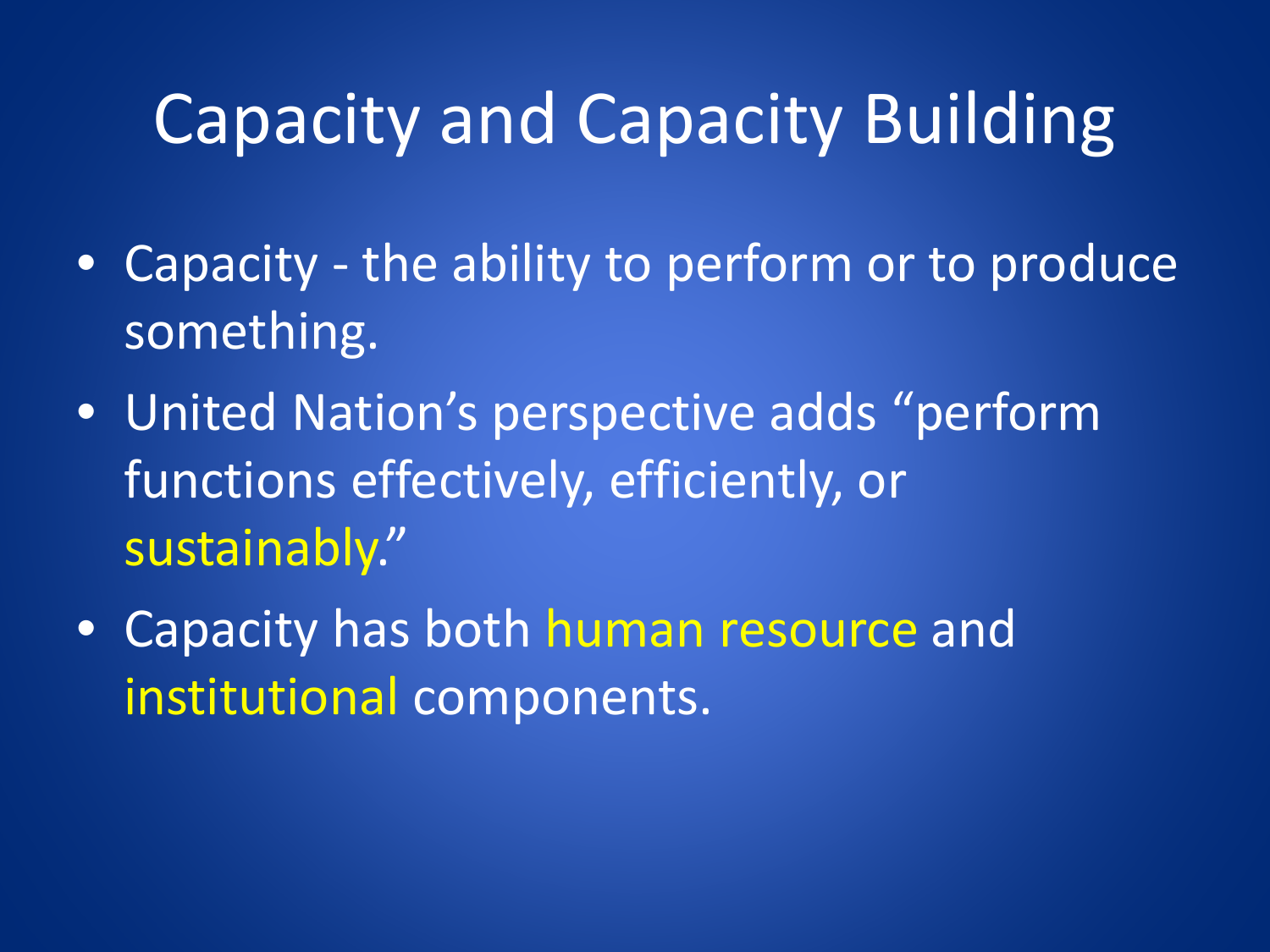# Capacity and Capacity Building

- Capacity - the ability to perform or to produce something.
- United Nation's perspective adds "perform functions effectively, efficiently, or sustainably."
- Capacity has both human resource and institutional components.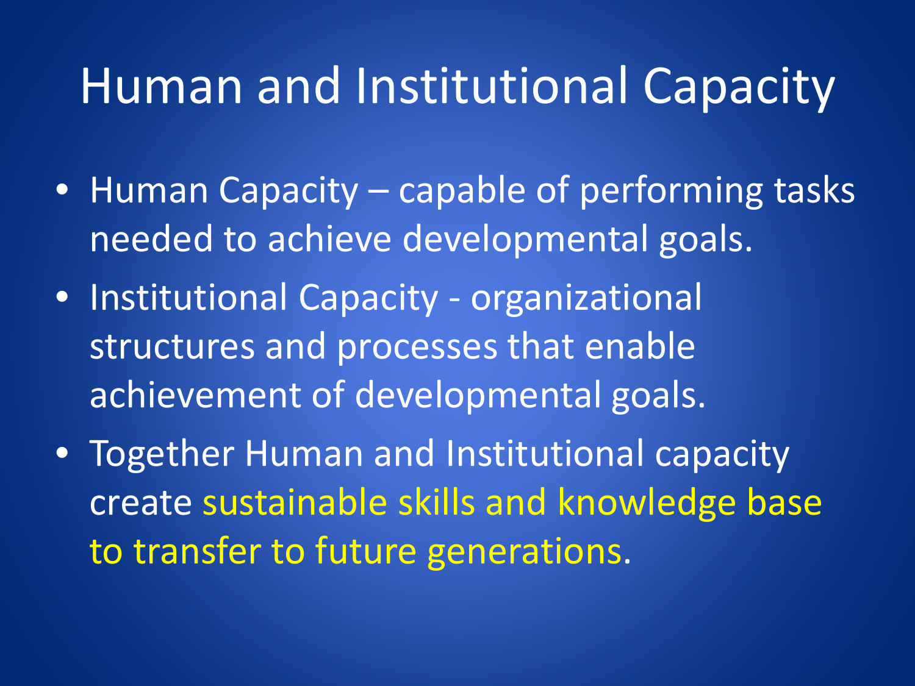# Human and Institutional Capacity

- Human Capacity – capable of performing tasks needed to achieve developmental goals.
- Institutional Capacity - organizational structures and processes that enable achievement of developmental goals.
- Together Human and Institutional capacity create sustainable skills and knowledge base to transfer to future generations.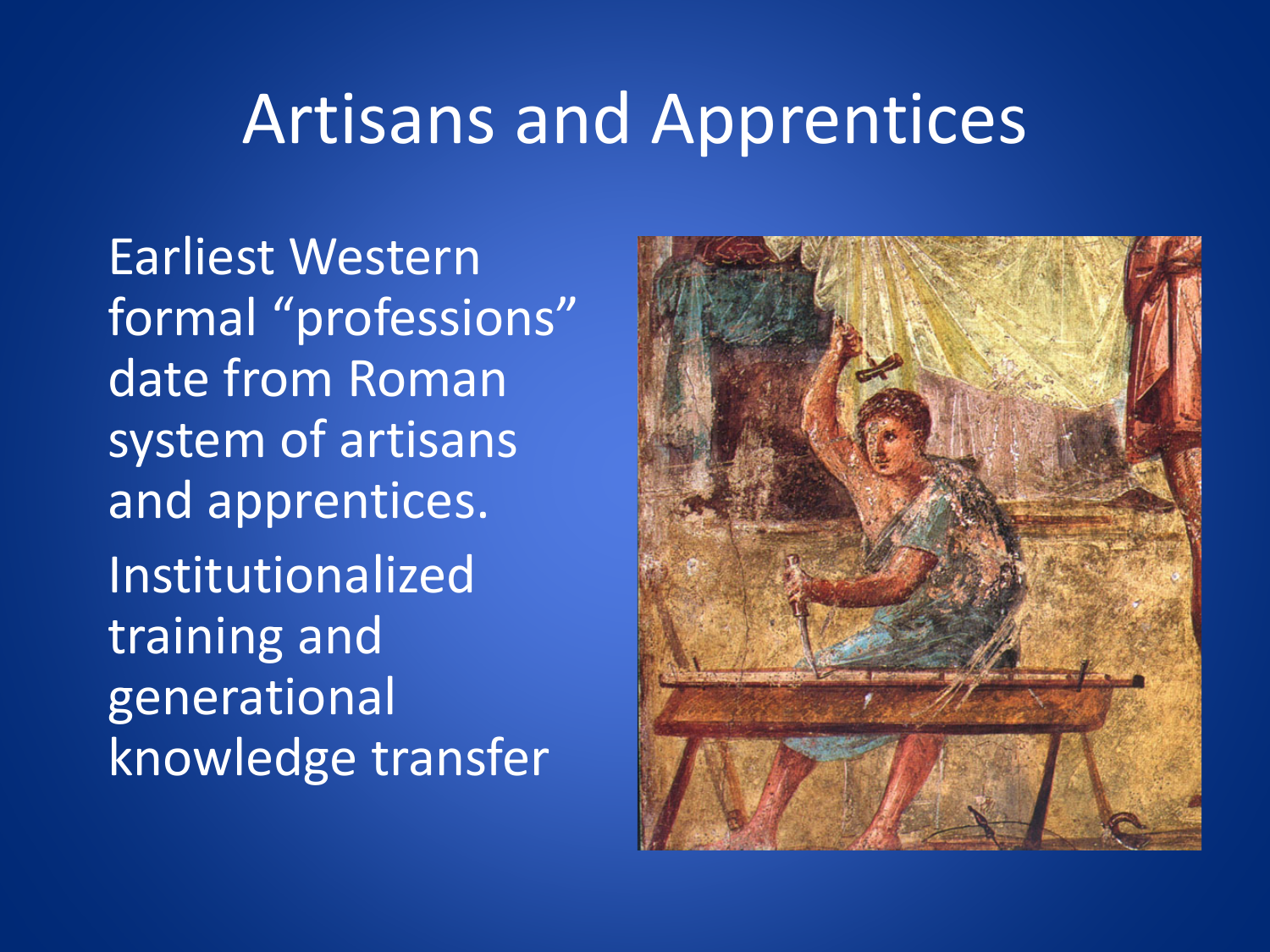# Artisans and Apprentices

Earliest Western formal “professions” date from Roman system of artisans and apprentices.

Institutionalized training and generational knowledge transfer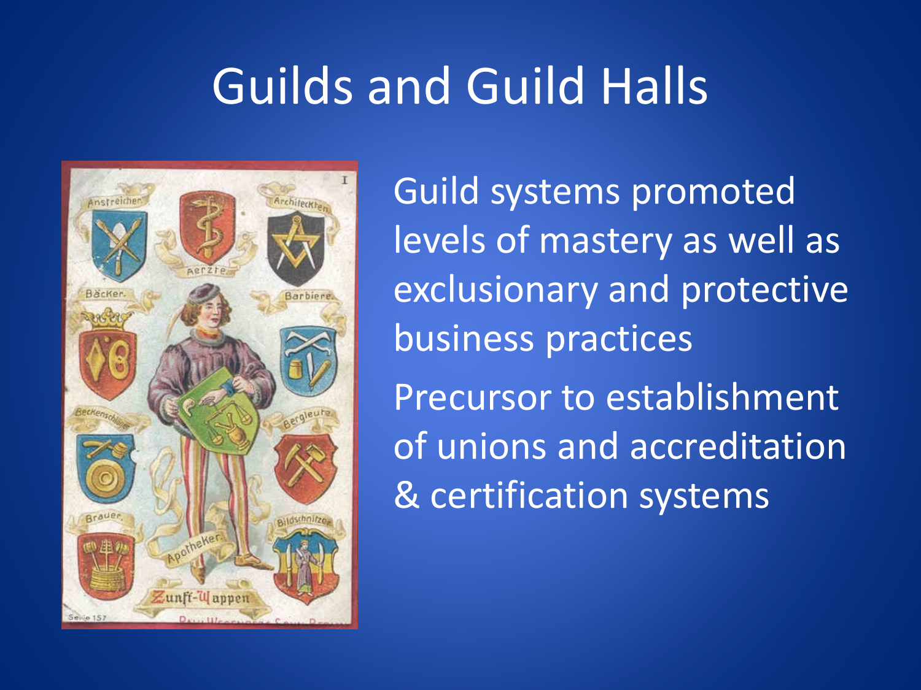# Guilds and Guild Halls

Guild systems promoted levels of mastery as well as exclusionary and protective business practices

Precursor to establishment of unions and accreditation & certification systems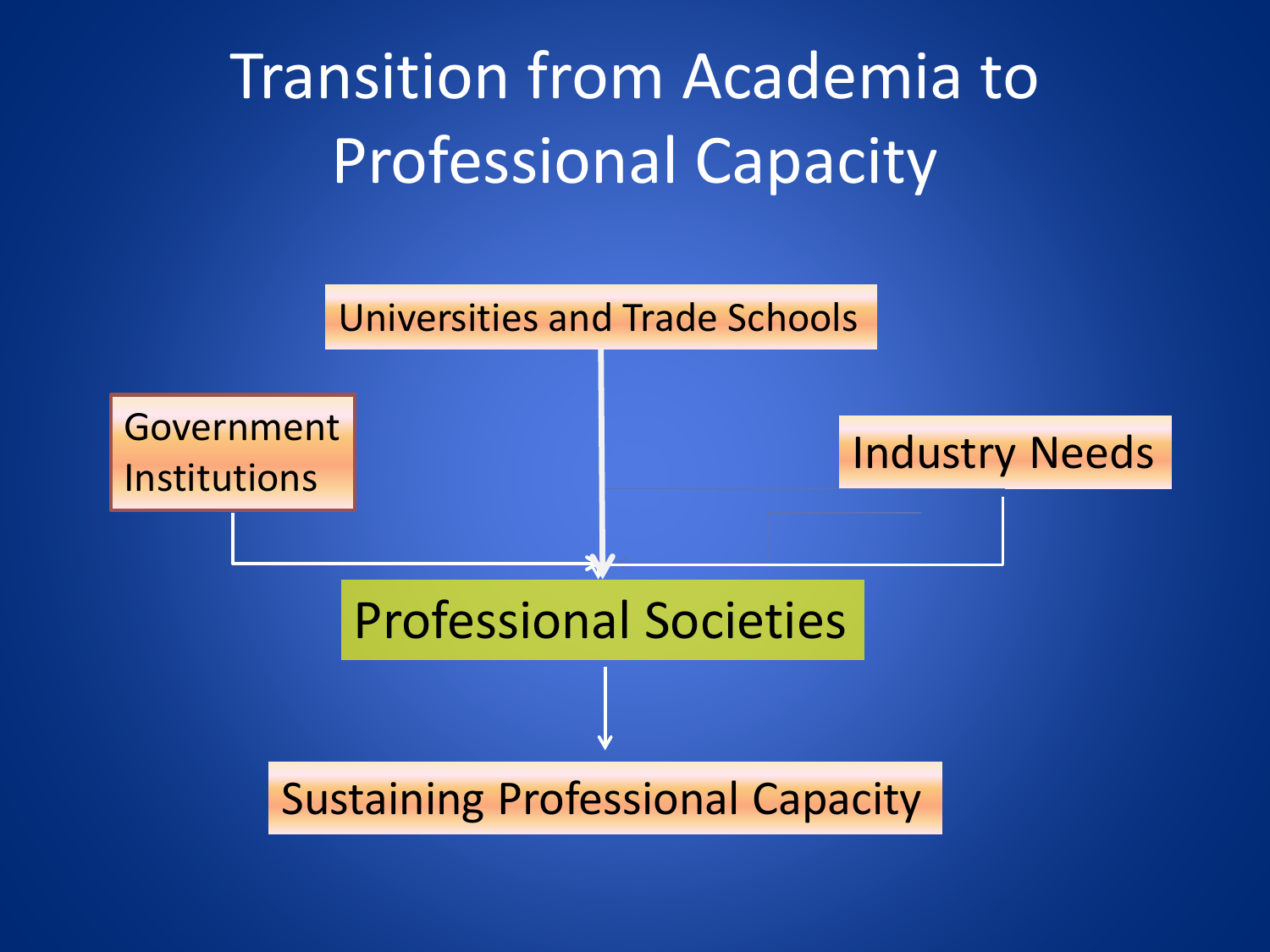# Transition from Academia to Professional Capacity

Universities and Trade Schools

Government Institutions

Industry Needs

Professional Societies

Sustaining Professional Capacity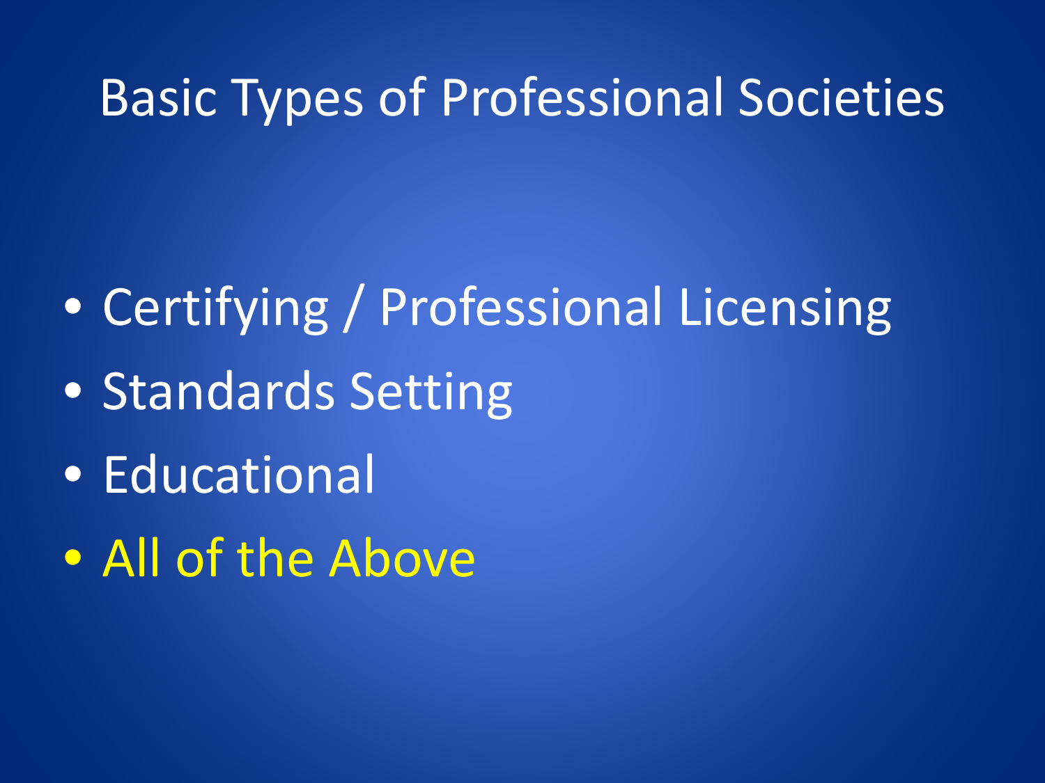# Basic Types of Professional Societies

- Certifying / Professional Licensing
- Standards Setting
- Educational
- All of the Above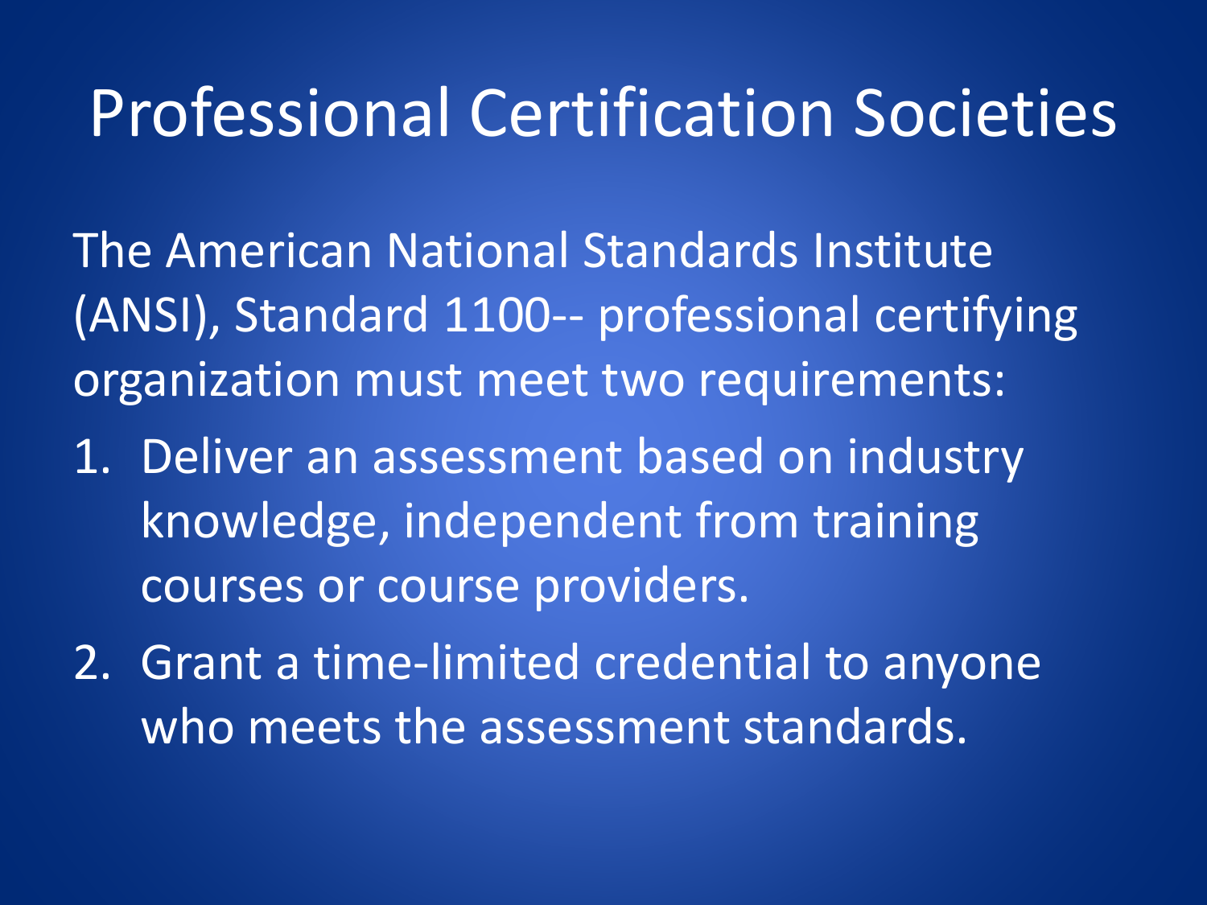# Professional Certification Societies

The American National Standards Institute (ANSI), Standard 1100-- professional certifying organization must meet two requirements:

1. Deliver an assessment based on industry knowledge, independent from training courses or course providers.
2. Grant a time-limited credential to anyone who meets the assessment standards.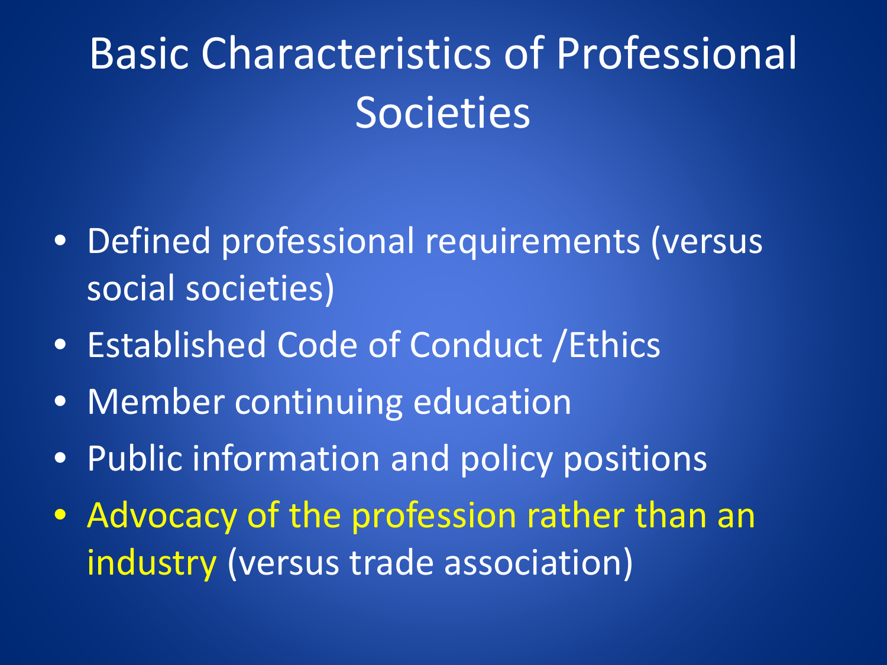# Basic Characteristics of Professional Societies

- Defined professional requirements (versus social societies)
- Established Code of Conduct /Ethics
- Member continuing education
- Public information and policy positions
- Advocacy of the profession rather than an industry (versus trade association)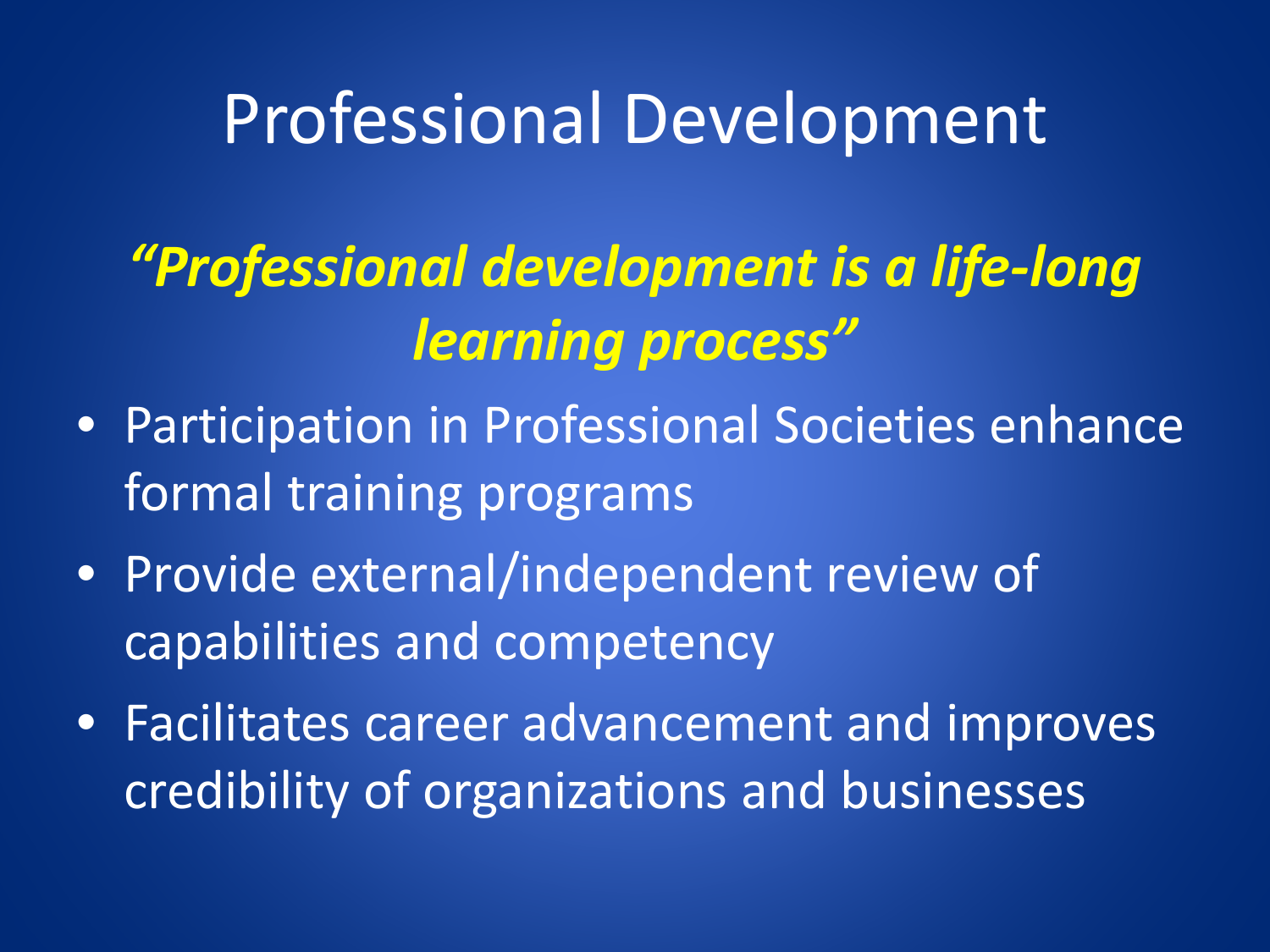# Professional Development

***"Professional development is a life-long learning process"***

- Participation in Professional Societies enhance formal training programs
- Provide external/independent review of capabilities and competency
- Facilitates career advancement and improves credibility of organizations and businesses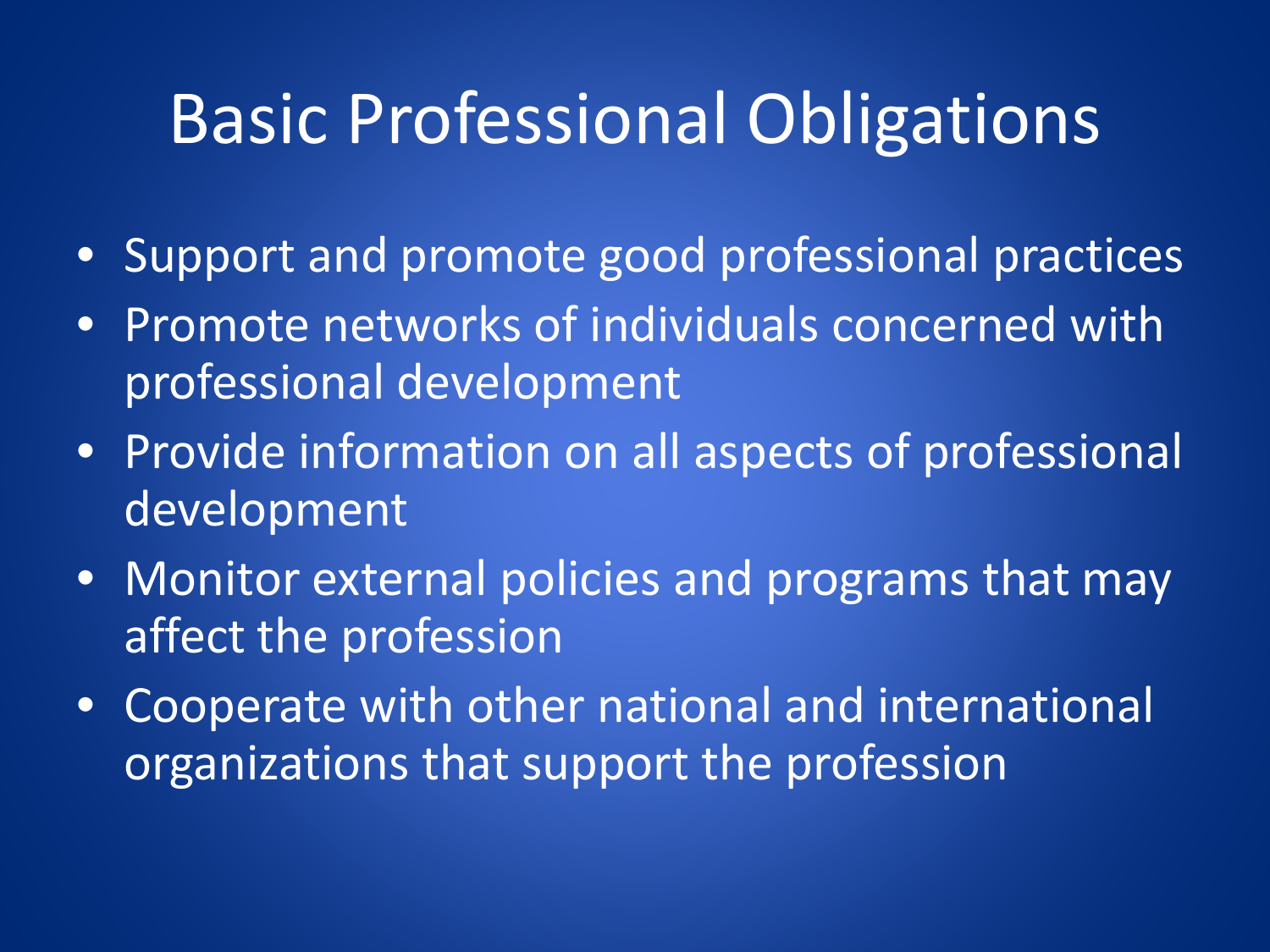# Basic Professional Obligations

- Support and promote good professional practices
- Promote networks of individuals concerned with professional development
- Provide information on all aspects of professional development
- Monitor external policies and programs that may affect the profession
- Cooperate with other national and international organizations that support the profession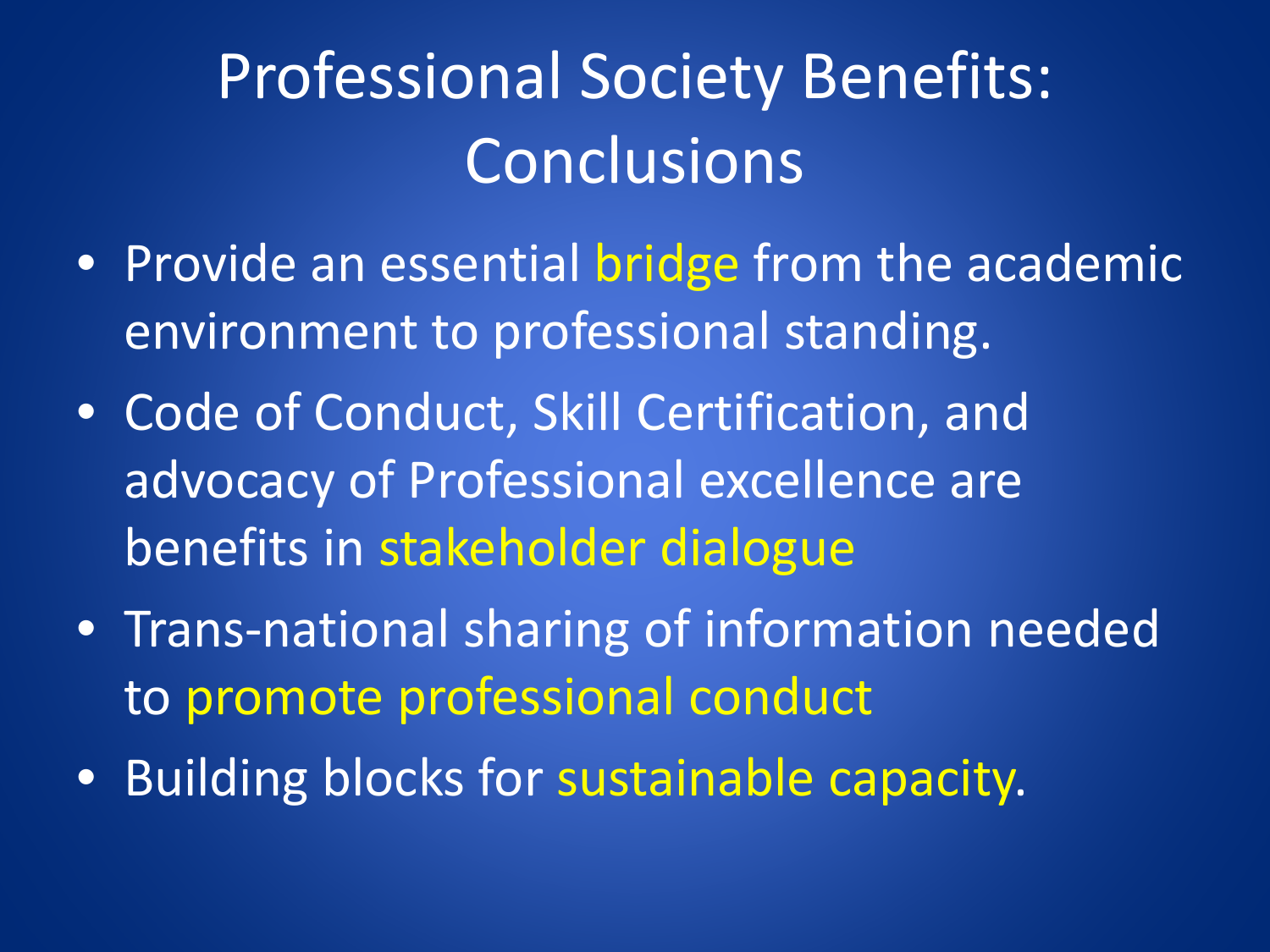# Professional Society Benefits: Conclusions

- Provide an essential bridge from the academic environment to professional standing.
- Code of Conduct, Skill Certification, and advocacy of Professional excellence are benefits in stakeholder dialogue
- Trans-national sharing of information needed to promote professional conduct
- Building blocks for sustainable capacity.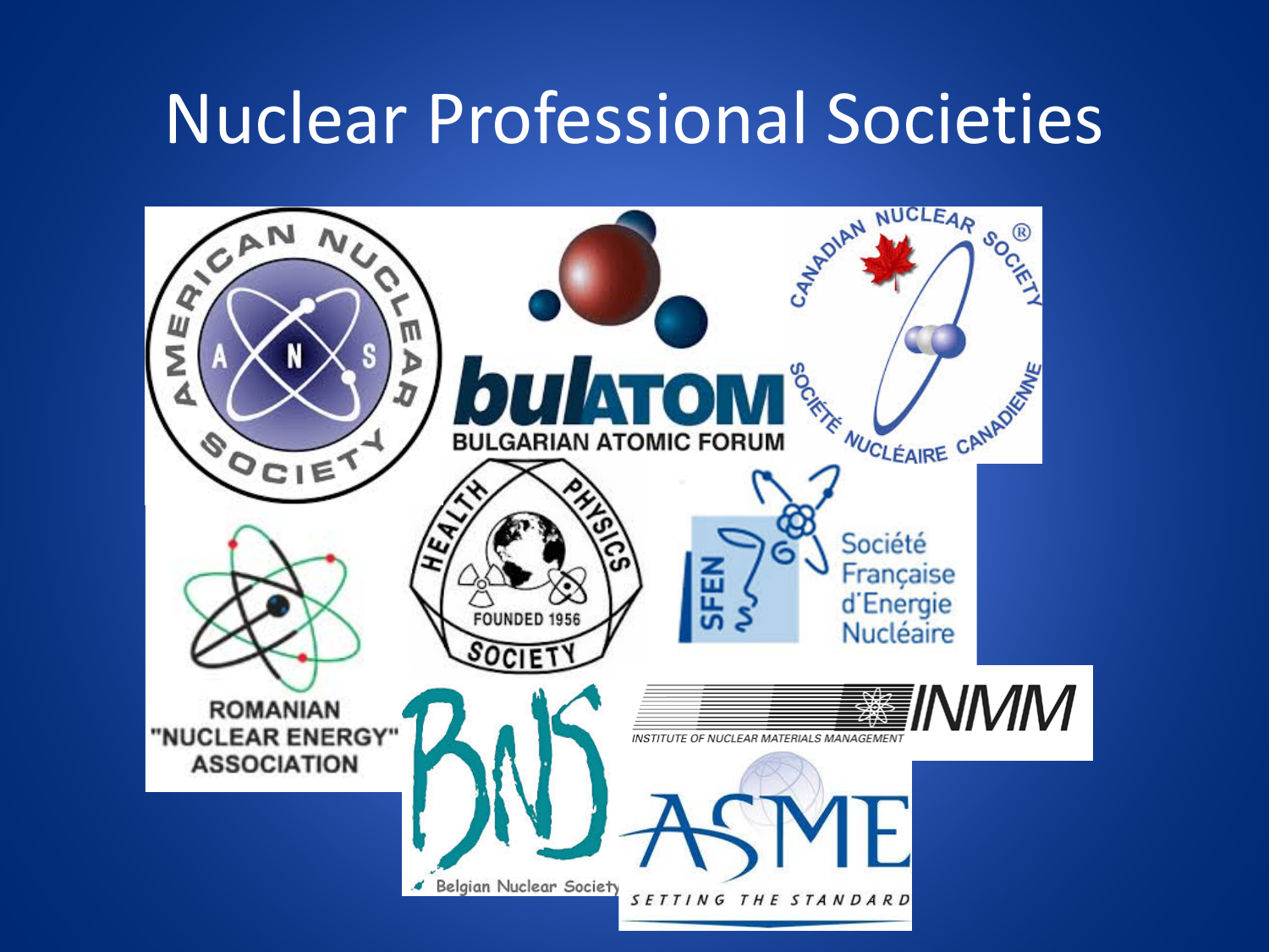# Nuclear Professional Societies

AMERICAN NUCLEAR SOCIETY

A N S

bulATOM

BULGARIAN ATOMIC FORUM

CANADIAN NUCLEAR SOCIETY ®

SOCIÉTÉ NUCLÉAIRE CANADIENNE

ROMANIAN "NUCLEAR ENERGY" ASSOCIATION

HEALTH PHYSICS SOCIETY

FOUNDED 1956

SFEN

Société Française d'Energie Nucléaire

BNS

Belgian Nuclear Society

INMM

INSTITUTE OF NUCLEAR MATERIALS MANAGEMENT

ASME

SETTING THE STANDARD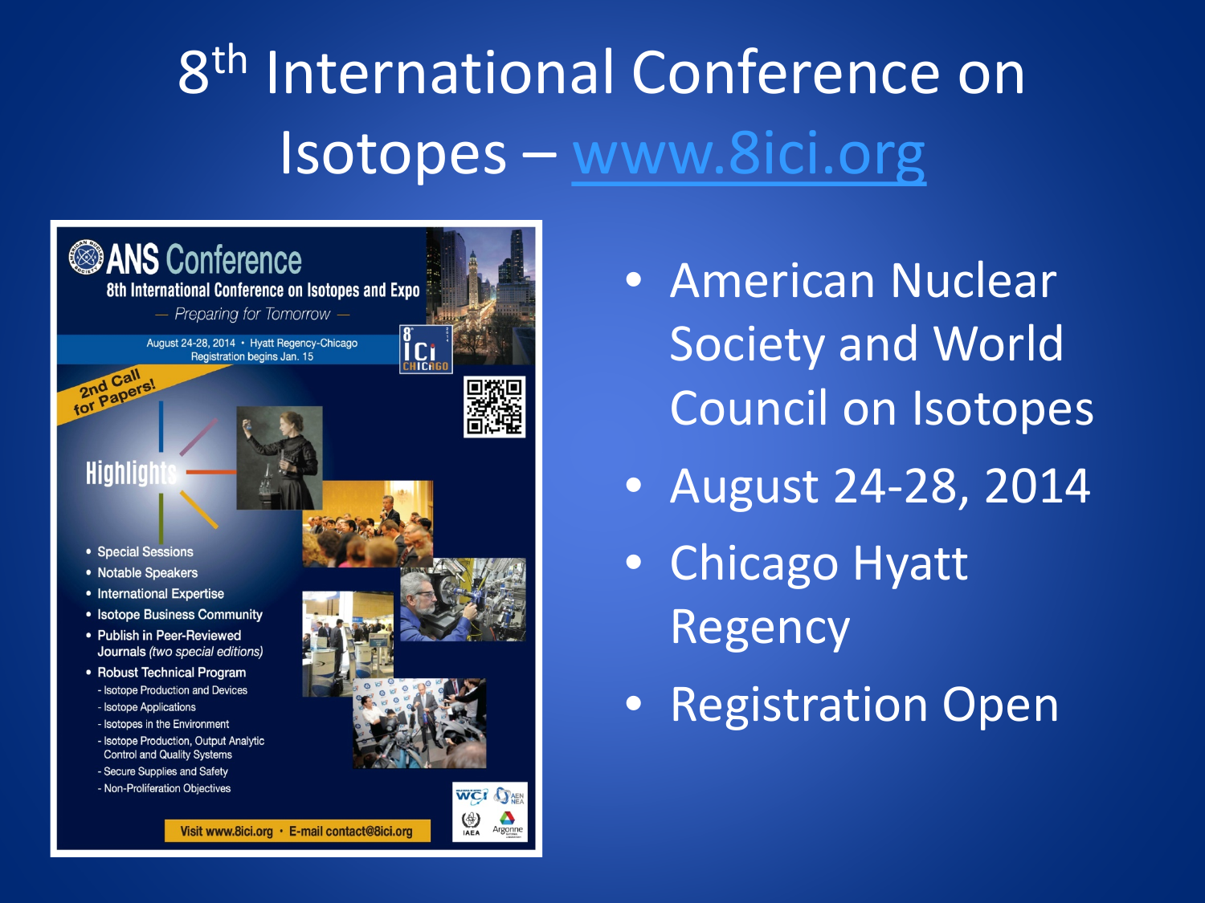# 8th International Conference on Isotopes – www.8ici.org

ANS Conference

8th International Conference on Isotopes and Expo

— Preparing for Tomorrow —

August 24-28, 2014 • Hyatt Regency-Chicago
Registration begins Jan. 15

2nd Call for Papers!

Highlights

- Special Sessions
- Notable Speakers
- International Expertise
- Isotope Business Community
- Publish in Peer-Reviewed Journals *(two special editions)*
- Robust Technical Program
  - Isotope Production and Devices
  - Isotope Applications
  - Isotopes in the Environment
  - Isotope Production, Output Analytic Control and Quality Systems
  - Secure Supplies and Safety
  - Non-Proliferation Objectives

Visit www.8ici.org • E-mail contact@8ici.org

- American Nuclear Society and World Council on Isotopes
- August 24-28, 2014
- Chicago Hyatt Regency
- Registration Open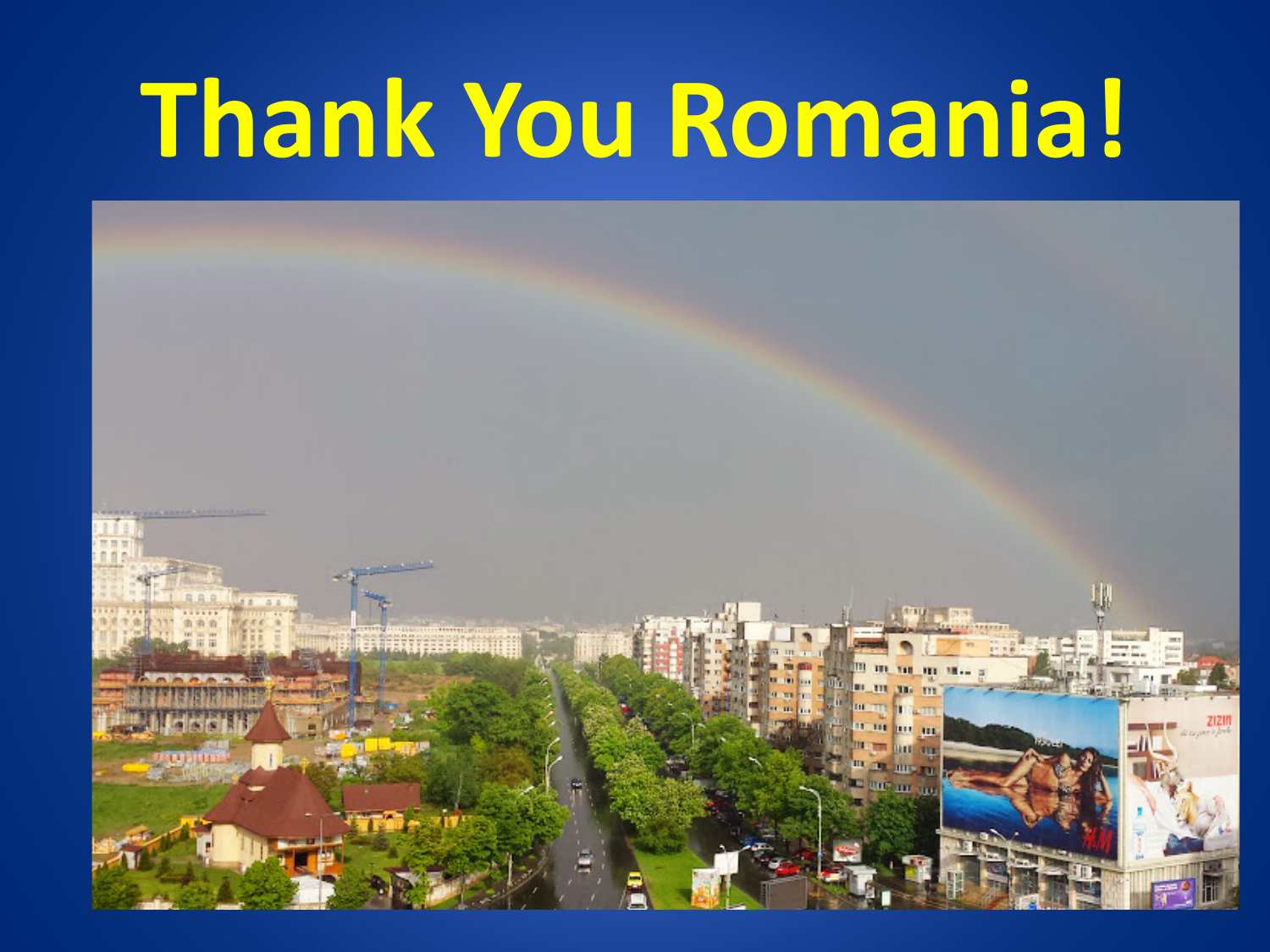# Thank You Romania!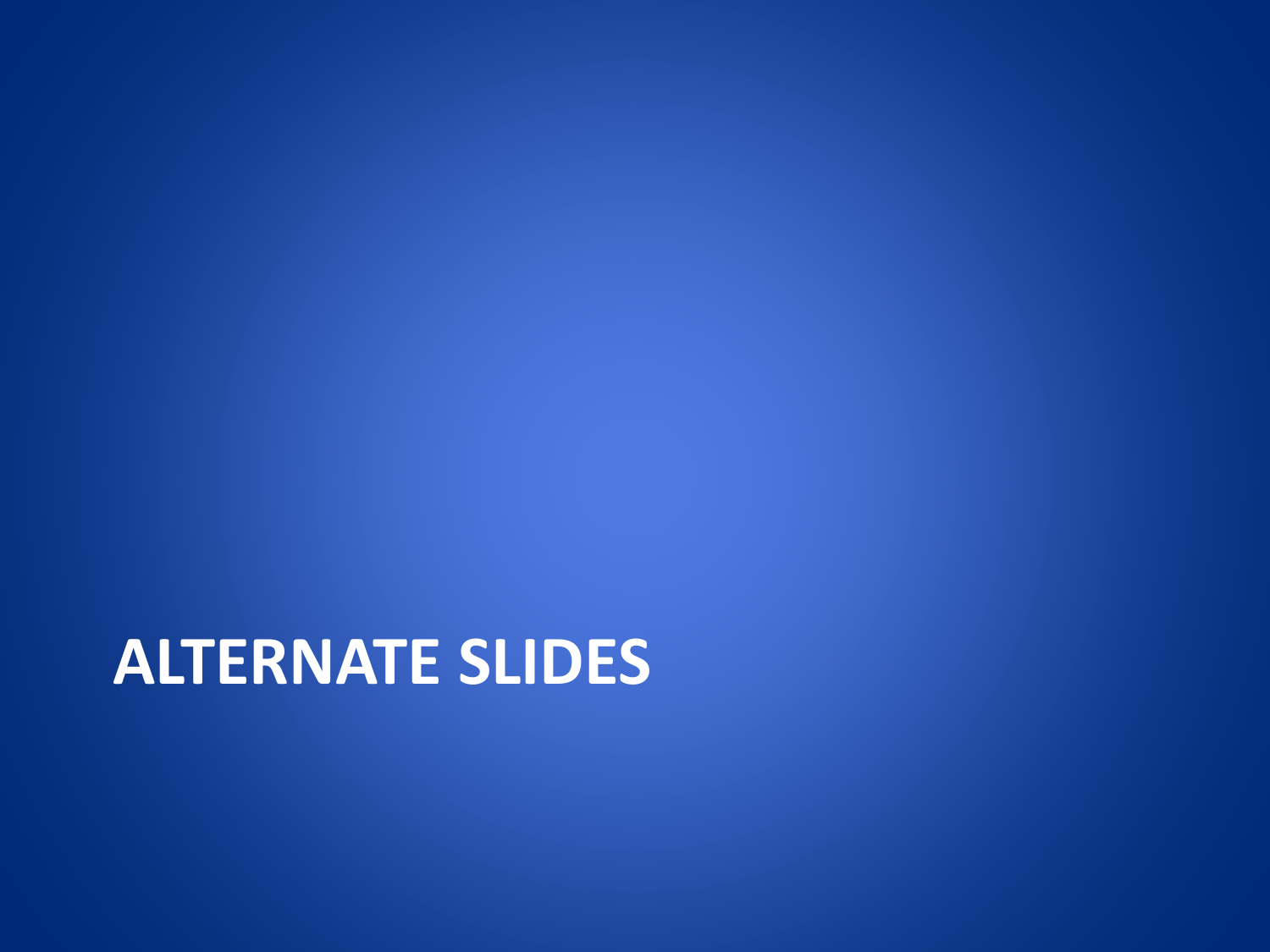# ALTERNATE SLIDES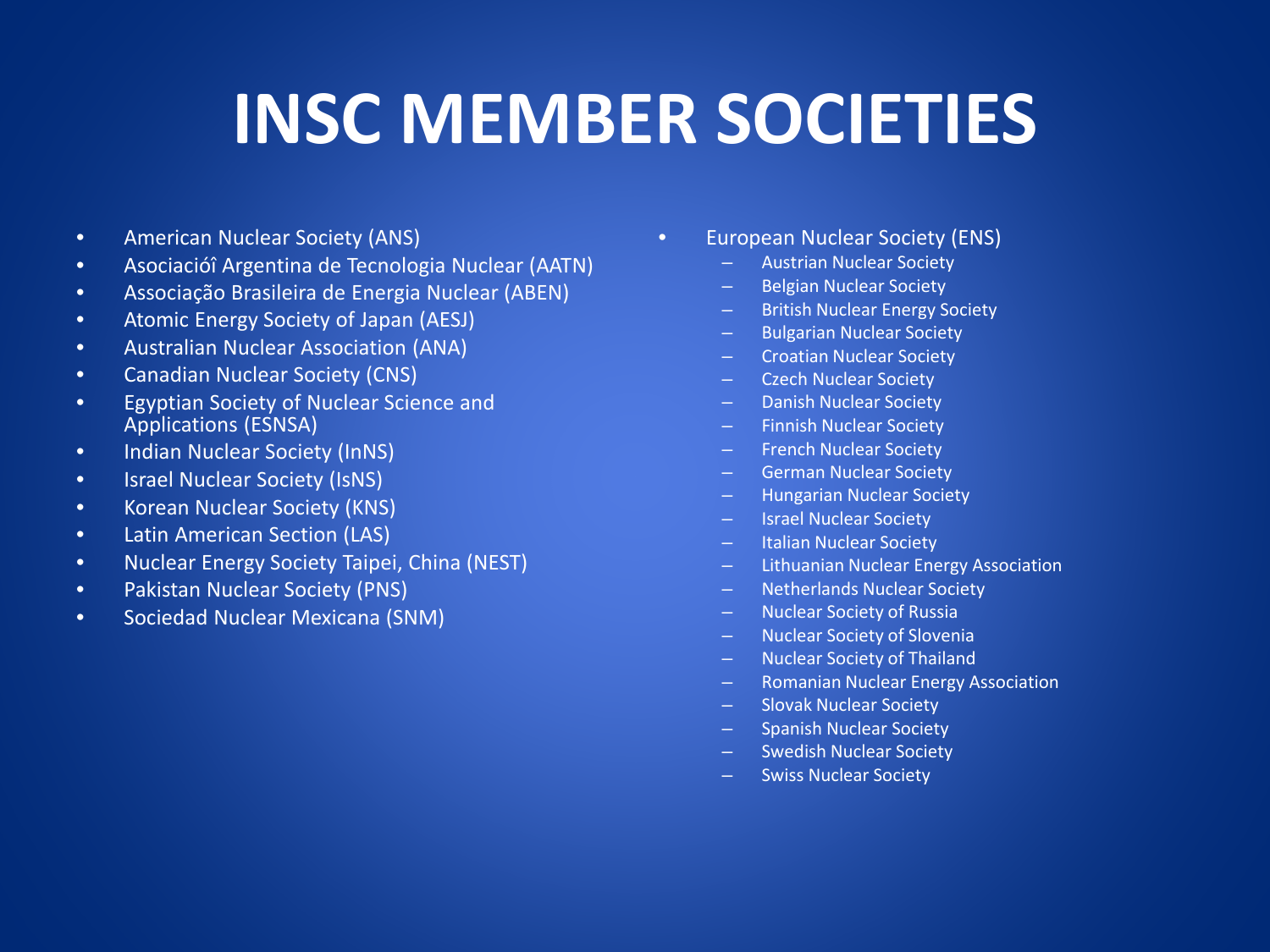# INSC MEMBER SOCIETIES

- American Nuclear Society (ANS)
- Asociacióî Argentina de Tecnologia Nuclear (AATN)
- Associação Brasileira de Energia Nuclear (ABEN)
- Atomic Energy Society of Japan (AESJ)
- Australian Nuclear Association (ANA)
- Canadian Nuclear Society (CNS)
- Egyptian Society of Nuclear Science and Applications (ESNSA)
- Indian Nuclear Society (InNS)
- Israel Nuclear Society (IsNS)
- Korean Nuclear Society (KNS)
- Latin American Section (LAS)
- Nuclear Energy Society Taipei, China (NEST)
- Pakistan Nuclear Society (PNS)
- Sociedad Nuclear Mexicana (SNM)
- European Nuclear Society (ENS)
  - Austrian Nuclear Society
  - Belgian Nuclear Society
  - British Nuclear Energy Society
  - Bulgarian Nuclear Society
  - Croatian Nuclear Society
  - Czech Nuclear Society
  - Danish Nuclear Society
  - Finnish Nuclear Society
  - French Nuclear Society
  - German Nuclear Society
  - Hungarian Nuclear Society
  - Israel Nuclear Society
  - Italian Nuclear Society
  - Lithuanian Nuclear Energy Association
  - Netherlands Nuclear Society
  - Nuclear Society of Russia
  - Nuclear Society of Slovenia
  - Nuclear Society of Thailand
  - Romanian Nuclear Energy Association
  - Slovak Nuclear Society
  - Spanish Nuclear Society
  - Swedish Nuclear Society
  - Swiss Nuclear Society